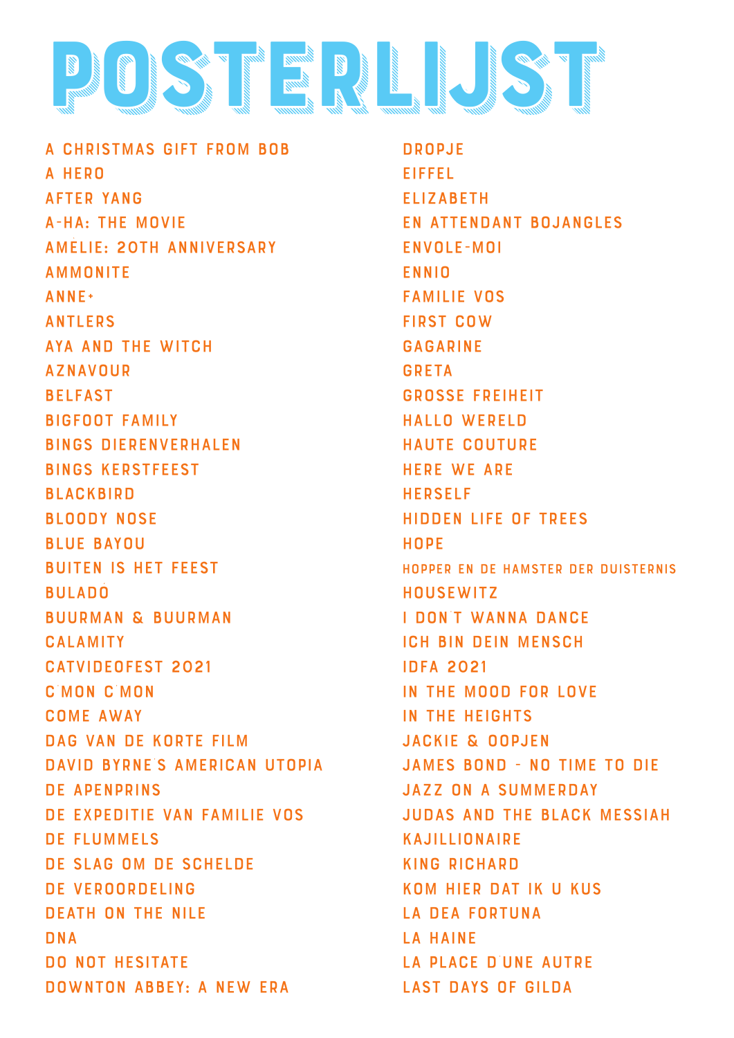# POSTERLIJST

A CHRISTMAS GIFT FROM BOB
A HERO
AFTER YANG
A-HA: THE MOVIE
AMÉLIE: 20TH ANNIVERSARY
AMMONITE
ANNE+
ANTLERS
AYA AND THE WITCH
AZNAVOUR
BELFAST
BIGFOOT FAMILY
BINGS DIERENVERHALEN
BINGS KERSTFEEST
BLACKBIRD
BLOODY NOSE
BLUE BAYOU
BUITEN IS HET FEEST
BULADÓ
BUURMAN & BUURMAN
CALAMITY
CATVIDEOFEST 2021
C'MON C'MON
COME AWAY
DAG VAN DE KORTE FILM
DAVID BYRNE'S AMERICAN UTOPIA
DE APENPRINS
DE EXPEDITIE VAN FAMILIE VOS
DE FLUMMELS
DE SLAG OM DE SCHELDE
DE VEROORDELING
DEATH ON THE NILE
DNA
DO NOT HESITATE
DOWNTON ABBEY: A NEW ERA
DROPJE
EIFFEL
ELIZABETH
EN ATTENDANT BOJANGLES
ENVOLE-MOI
ENNIO
FAMILIE VOS
FIRST COW
GAGARINE
GRETA
GROSSE FREIHEIT
HALLO WERELD
HAUTE COUTURE
HERE WE ARE
HERSELF
HIDDEN LIFE OF TREES
HOPE
HOPPER EN DE HAMSTER DER DUISTERNIS
HOUSEWITZ
I DON'T WANNA DANCE
ICH BIN DEIN MENSCH
IDFA 2021
IN THE MOOD FOR LOVE
IN THE HEIGHTS
JACKIE & OOPJEN
JAMES BOND - NO TIME TO DIE
JAZZ ON A SUMMERDAY
JUDAS AND THE BLACK MESSIAH
KAJILLIONAIRE
KING RICHARD
KOM HIER DAT IK U KUS
LA DEA FORTUNA
LA HAINE
LA PLACE D'UNE AUTRE
LAST DAYS OF GILDA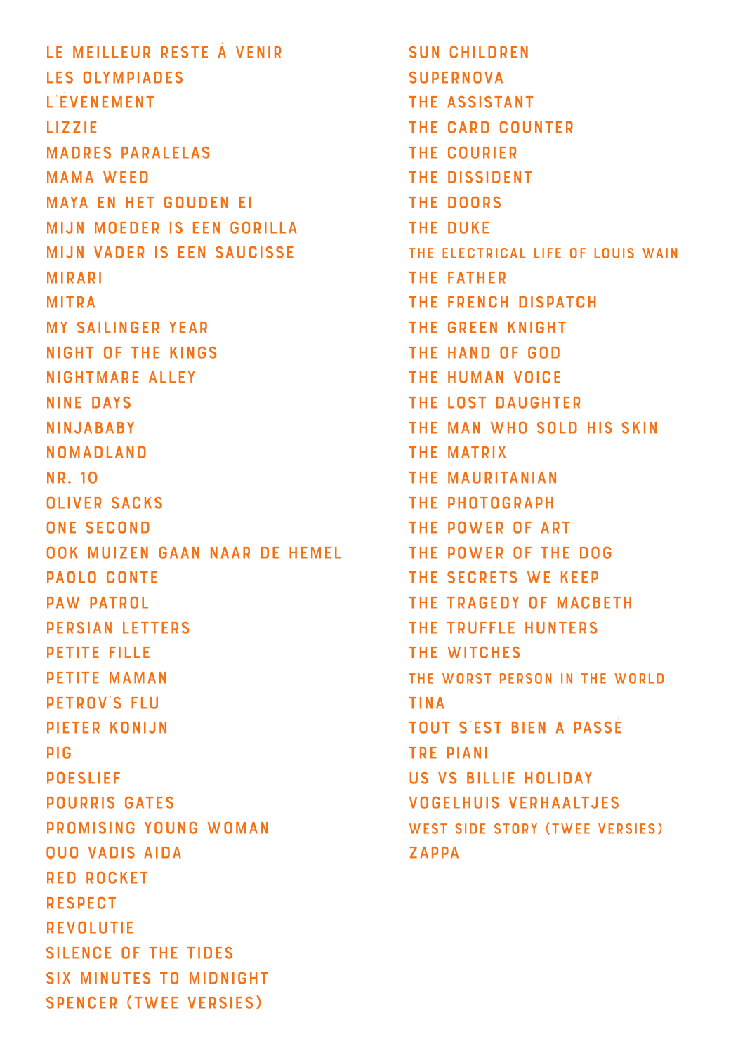LE MEILLEUR RESTE À VENIR
LES OLYMPIADES
L'ÉVÉNEMENT
LIZZIE
MADRES PARALELAS
MAMA WEED
MAYA EN HET GOUDEN EI
MIJN MOEDER IS EEN GORILLA
MIJN VADER IS EEN SAUCISSE
MIRARI
MITRA
MY SAILINGER YEAR
NIGHT OF THE KINGS
NIGHTMARE ALLEY
NINE DAYS
NINJABABY
NOMADLAND
NR. 10
OLIVER SACKS
ONE SECOND
OOK MUIZEN GAAN NAAR DE HEMEL
PAOLO CONTE
PAW PATROL
PERSIAN LETTERS
PETITE FILLE
PETITE MAMAN
PETROV'S FLU
PIETER KONIJN
PIG
POESLIEF
POURRIS GATES
PROMISING YOUNG WOMAN
QUO VADIS AIDA
RED ROCKET
RESPECT
REVOLUTIE
SILENCE OF THE TIDES
SIX MINUTES TO MIDNIGHT
SPENCER (TWEE VERSIES)
SUN CHILDREN
SUPERNOVA
THE ASSISTANT
THE CARD COUNTER
THE COURIER
THE DISSIDENT
THE DOORS
THE DUKE
THE ELECTRICAL LIFE OF LOUIS WAIN
THE FATHER
THE FRENCH DISPATCH
THE GREEN KNIGHT
THE HAND OF GOD
THE HUMAN VOICE
THE LOST DAUGHTER
THE MAN WHO SOLD HIS SKIN
THE MATRIX
THE MAURITANIAN
THE PHOTOGRAPH
THE POWER OF ART
THE POWER OF THE DOG
THE SECRETS WE KEEP
THE TRAGEDY OF MACBETH
THE TRUFFLE HUNTERS
THE WITCHES
THE WORST PERSON IN THE WORLD
TINA
TOUT S'EST BIEN A PASSÉ
TRE PIANI
US VS BILLIE HOLIDAY
VOGELHUIS VERHAALTJES
WEST SIDE STORY (TWEE VERSIES)
ZAPPA